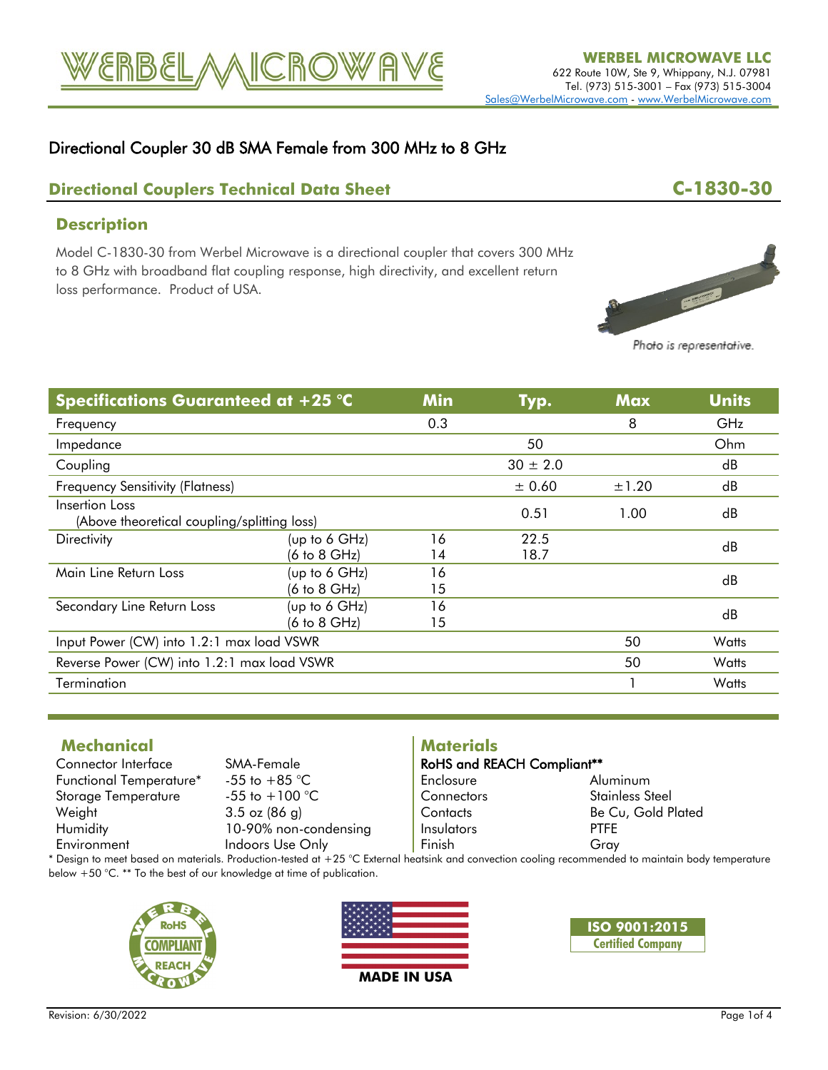**WERBEL MICROWAVE LLC**
622 Route 10W, Ste 9, Whippany, N.J. 07981
Tel. (973) 515-3001 – Fax (973) 515-3004
Sales@WerbelMicrowave.com - www.WerbelMicrowave.com

# Directional Coupler 30 dB SMA Female from 300 MHz to 8 GHz

## Directional Couplers Technical Data Sheet — C-1830-30

### Description

Model C-1830-30 from Werbel Microwave is a directional coupler that covers 300 MHz to 8 GHz with broadband flat coupling response, high directivity, and excellent return loss performance. Product of USA.

*Photo is representative.*

| Specifications Guaranteed at +25 °C | | Min | Typ. | Max | Units |
|---|---|---|---|---|---|
| Frequency | | 0.3 | | 8 | GHz |
| Impedance | | | 50 | | Ohm |
| Coupling | | | 30 ± 2.0 | | dB |
| Frequency Sensitivity (Flatness) | | | ± 0.60 | ±1.20 | dB |
| Insertion Loss (Above theoretical coupling/splitting loss) | | | 0.51 | 1.00 | dB |
| Directivity | (up to 6 GHz)<br>(6 to 8 GHz) | 16<br>14 | 22.5<br>18.7 | | dB |
| Main Line Return Loss | (up to 6 GHz)<br>(6 to 8 GHz) | 16<br>15 | | | dB |
| Secondary Line Return Loss | (up to 6 GHz)<br>(6 to 8 GHz) | 16<br>15 | | | dB |
| Input Power (CW) into 1.2:1 max load VSWR | | | | 50 | Watts |
| Reverse Power (CW) into 1.2:1 max load VSWR | | | | 50 | Watts |
| Termination | | | | 1 | Watts |

### Mechanical

| | |
|---|---|
| Connector Interface | SMA-Female |
| Functional Temperature* | -55 to +85 °C |
| Storage Temperature | -55 to +100 °C |
| Weight | 3.5 oz (86 g) |
| Humidity | 10-90% non-condensing |
| Environment | Indoors Use Only |

### Materials

**RoHS and REACH Compliant****

| | |
|---|---|
| Enclosure | Aluminum |
| Connectors | Stainless Steel |
| Contacts | Be Cu, Gold Plated |
| Insulators | PTFE |
| Finish | Gray |

\* Design to meet based on materials. Production-tested at +25 °C External heatsink and convection cooling recommended to maintain body temperature below +50 °C. ** To the best of our knowledge at time of publication.

RoHS COMPLIANT REACH — MADE IN USA — ISO 9001:2015 Certified Company

Revision: 6/30/2022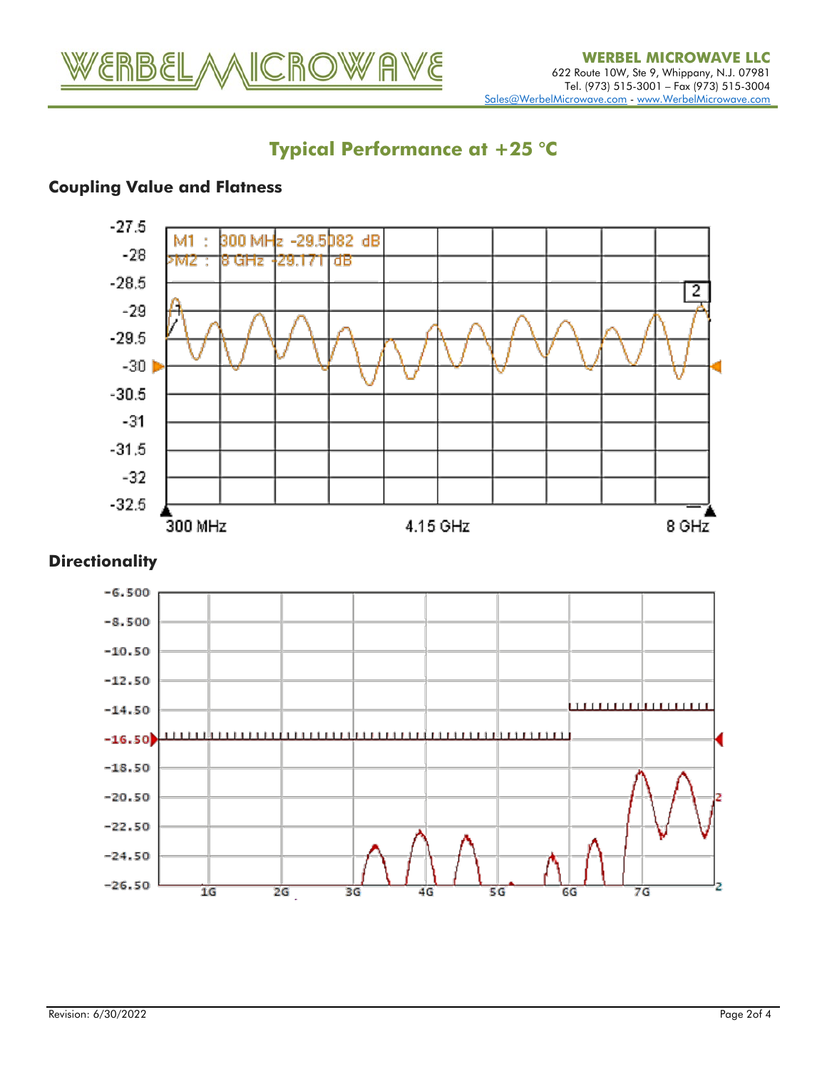# Typical Performance at +25 °C

## Coupling Value and Flatness

M1 : 300 MHz -29.5082 dB
>M2 : 8 GHz -29.171 dB

-27.5, -28, -28.5, -29, -29.5, -30, -30.5, -31, -31.5, -32, -32.5

300 MHz 4.15 GHz 8 GHz

## Directionality

-6.500, -8.500, -10.50, -12.50, -14.50, -16.50, -18.50, -20.50, -22.50, -24.50, -26.50

1G 2G 3G 4G 5G 6G 7G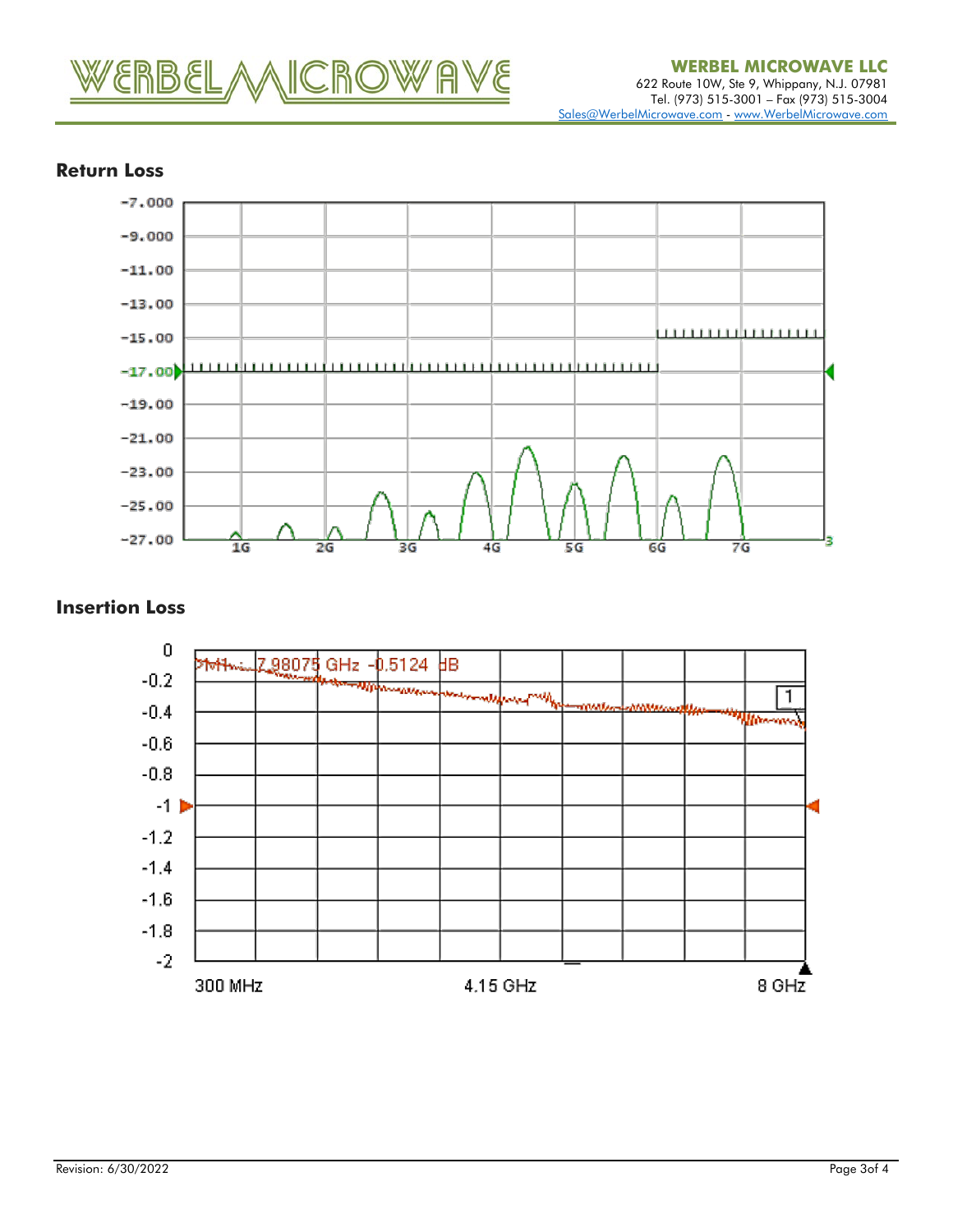## Return Loss

## Insertion Loss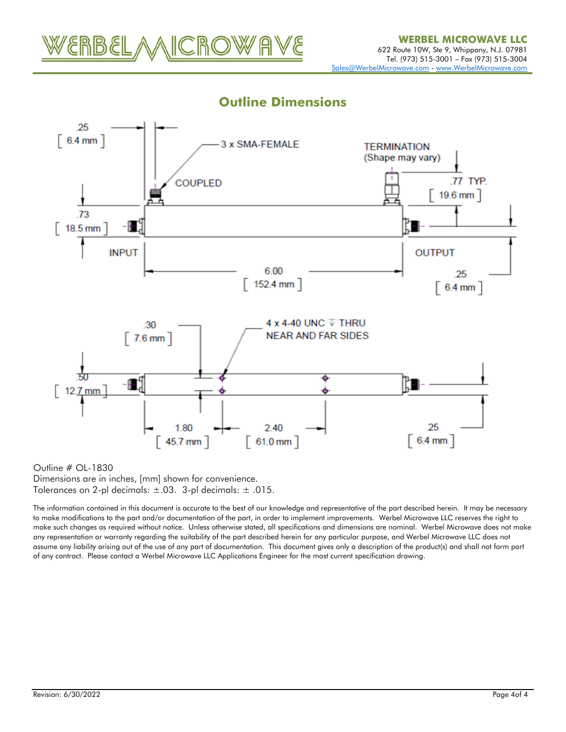## Outline Dimensions

.25
[ 6.4 mm ]

3 x SMA-FEMALE

TERMINATION
(Shape may vary)

COUPLED

.77 TYP.
[ 19.6 mm ]

.73
[ 18.5 mm ]

INPUT

OUTPUT

6.00
[ 152.4 mm ]

.25
[ 6.4 mm ]

.30
[ 7.6 mm ]

4 x 4-40 UNC ↧ THRU
NEAR AND FAR SIDES

.50
[ 12.7 mm ]

1.80
[ 45.7 mm ]

2.40
[ 61.0 mm ]

.25
[ 6.4 mm ]

Outline # OL-1830
Dimensions are in inches, [mm] shown for convenience.
Tolerances on 2-pl decimals: ±.03. 3-pl decimals: ± .015.

The information contained in this document is accurate to the best of our knowledge and representative of the part described herein. It may be necessary to make modifications to the part and/or documentation of the part, in order to implement improvements. Werbel Microwave LLC reserves the right to make such changes as required without notice. Unless otherwise stated, all specifications and dimensions are nominal. Werbel Microwave does not make any representation or warranty regarding the suitability of the part described herein for any particular purpose, and Werbel Microwave LLC does not assume any liability arising out of the use of any part of documentation. This document gives only a description of the product(s) and shall not form part of any contract. Please contact a Werbel Microwave LLC Applications Engineer for the most current specification drawing.

Revision: 6/30/2022